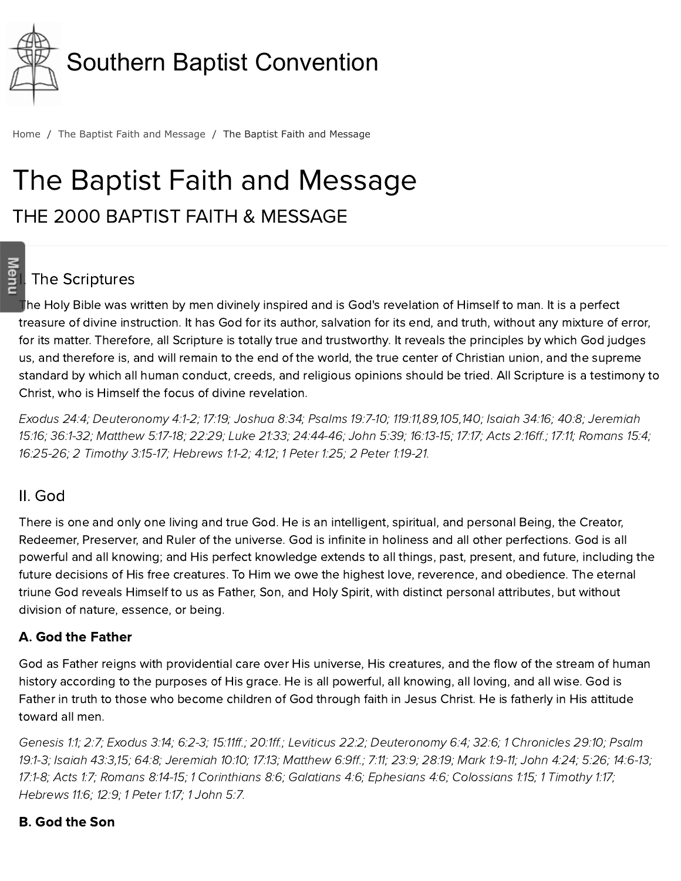Southern Baptist Convention

Home / The Baptist Faith and Message / The Baptist Faith and Message

# The Baptist Faith and Message

## THE 2000 BAPTIST FAITH & MESSAGE

### I. The Scriptures

The Holy Bible was written by men divinely inspired and is God's revelation of Himself to man. It is a perfect treasure of divine instruction. It has God for its author, salvation for its end, and truth, without any mixture of error, for its matter. Therefore, all Scripture is totally true and trustworthy. It reveals the principles by which God judges us, and therefore is, and will remain to the end of the world, the true center of Christian union, and the supreme standard by which all human conduct, creeds, and religious opinions should be tried. All Scripture is a testimony to Christ, who is Himself the focus of divine revelation.

*Exodus 24:4; Deuteronomy 4:1-2; 17:19; Joshua 8:34; Psalms 19:7-10; 119:11,89,105,140; Isaiah 34:16; 40:8; Jeremiah 15:16; 36:1-32; Matthew 5:17-18; 22:29; Luke 21:33; 24:44-46; John 5:39; 16:13-15; 17:17; Acts 2:16ff.; 17:11; Romans 15:4; 16:25-26; 2 Timothy 3:15-17; Hebrews 1:1-2; 4:12; 1 Peter 1:25; 2 Peter 1:19-21.*

### II. God

There is one and only one living and true God. He is an intelligent, spiritual, and personal Being, the Creator, Redeemer, Preserver, and Ruler of the universe. God is infinite in holiness and all other perfections. God is all powerful and all knowing; and His perfect knowledge extends to all things, past, present, and future, including the future decisions of His free creatures. To Him we owe the highest love, reverence, and obedience. The eternal triune God reveals Himself to us as Father, Son, and Holy Spirit, with distinct personal attributes, but without division of nature, essence, or being.

**A. God the Father**

God as Father reigns with providential care over His universe, His creatures, and the flow of the stream of human history according to the purposes of His grace. He is all powerful, all knowing, all loving, and all wise. God is Father in truth to those who become children of God through faith in Jesus Christ. He is fatherly in His attitude toward all men.

*Genesis 1:1; 2:7; Exodus 3:14; 6:2-3; 15:11ff.; 20:1ff.; Leviticus 22:2; Deuteronomy 6:4; 32:6; 1 Chronicles 29:10; Psalm 19:1-3; Isaiah 43:3,15; 64:8; Jeremiah 10:10; 17:13; Matthew 6:9ff.; 7:11; 23:9; 28:19; Mark 1:9-11; John 4:24; 5:26; 14:6-13; 17:1-8; Acts 1:7; Romans 8:14-15; 1 Corinthians 8:6; Galatians 4:6; Ephesians 4:6; Colossians 1:15; 1 Timothy 1:17; Hebrews 11:6; 12:9; 1 Peter 1:17; 1 John 5:7.*

**B. God the Son**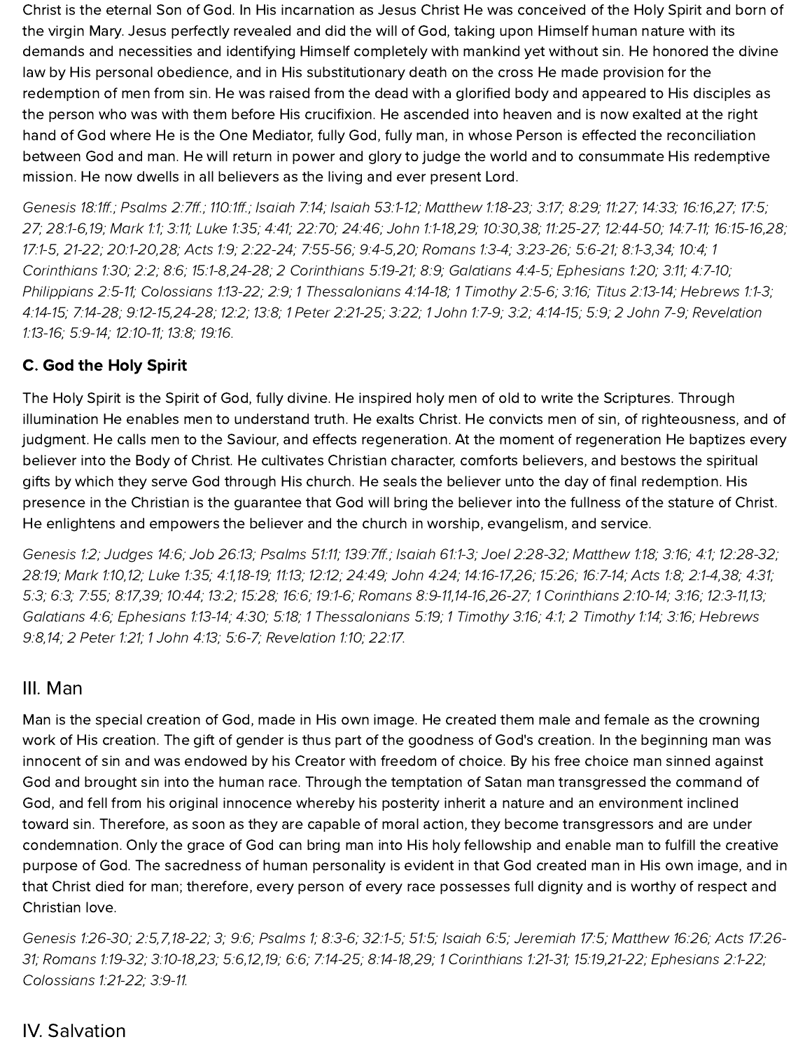Christ is the eternal Son of God. In His incarnation as Jesus Christ He was conceived of the Holy Spirit and born of the virgin Mary. Jesus perfectly revealed and did the will of God, taking upon Himself human nature with its demands and necessities and identifying Himself completely with mankind yet without sin. He honored the divine law by His personal obedience, and in His substitutionary death on the cross He made provision for the redemption of men from sin. He was raised from the dead with a glorified body and appeared to His disciples as the person who was with them before His crucifixion. He ascended into heaven and is now exalted at the right hand of God where He is the One Mediator, fully God, fully man, in whose Person is effected the reconciliation between God and man. He will return in power and glory to judge the world and to consummate His redemptive mission. He now dwells in all believers as the living and ever present Lord.

*Genesis 18:1ff.; Psalms 2:7ff.; 110:1ff.; Isaiah 7:14; Isaiah 53:1-12; Matthew 1:18-23; 3:17; 8:29; 11:27; 14:33; 16:16,27; 17:5; 27; 28:1-6,19; Mark 1:1; 3:11; Luke 1:35; 4:41; 22:70; 24:46; John 1:1-18,29; 10:30,38; 11:25-27; 12:44-50; 14:7-11; 16:15-16,28; 17:1-5, 21-22; 20:1-20,28; Acts 1:9; 2:22-24; 7:55-56; 9:4-5,20; Romans 1:3-4; 3:23-26; 5:6-21; 8:1-3,34; 10:4; 1 Corinthians 1:30; 2:2; 8:6; 15:1-8,24-28; 2 Corinthians 5:19-21; 8:9; Galatians 4:4-5; Ephesians 1:20; 3:11; 4:7-10; Philippians 2:5-11; Colossians 1:13-22; 2:9; 1 Thessalonians 4:14-18; 1 Timothy 2:5-6; 3:16; Titus 2:13-14; Hebrews 1:1-3; 4:14-15; 7:14-28; 9:12-15,24-28; 12:2; 13:8; 1 Peter 2:21-25; 3:22; 1 John 1:7-9; 3:2; 4:14-15; 5:9; 2 John 7-9; Revelation 1:13-16; 5:9-14; 12:10-11; 13:8; 19:16.*

### C. God the Holy Spirit

The Holy Spirit is the Spirit of God, fully divine. He inspired holy men of old to write the Scriptures. Through illumination He enables men to understand truth. He exalts Christ. He convicts men of sin, of righteousness, and of judgment. He calls men to the Saviour, and effects regeneration. At the moment of regeneration He baptizes every believer into the Body of Christ. He cultivates Christian character, comforts believers, and bestows the spiritual gifts by which they serve God through His church. He seals the believer unto the day of final redemption. His presence in the Christian is the guarantee that God will bring the believer into the fullness of the stature of Christ. He enlightens and empowers the believer and the church in worship, evangelism, and service.

*Genesis 1:2; Judges 14:6; Job 26:13; Psalms 51:11; 139:7ff.; Isaiah 61:1-3; Joel 2:28-32; Matthew 1:18; 3:16; 4:1; 12:28-32; 28:19; Mark 1:10,12; Luke 1:35; 4:1,18-19; 11:13; 12:12; 24:49; John 4:24; 14:16-17,26; 15:26; 16:7-14; Acts 1:8; 2:1-4,38; 4:31; 5:3; 6:3; 7:55; 8:17,39; 10:44; 13:2; 15:28; 16:6; 19:1-6; Romans 8:9-11,14-16,26-27; 1 Corinthians 2:10-14; 3:16; 12:3-11,13; Galatians 4:6; Ephesians 1:13-14; 4:30; 5:18; 1 Thessalonians 5:19; 1 Timothy 3:16; 4:1; 2 Timothy 1:14; 3:16; Hebrews 9:8,14; 2 Peter 1:21; 1 John 4:13; 5:6-7; Revelation 1:10; 22:17.*

## III. Man

Man is the special creation of God, made in His own image. He created them male and female as the crowning work of His creation. The gift of gender is thus part of the goodness of God's creation. In the beginning man was innocent of sin and was endowed by his Creator with freedom of choice. By his free choice man sinned against God and brought sin into the human race. Through the temptation of Satan man transgressed the command of God, and fell from his original innocence whereby his posterity inherit a nature and an environment inclined toward sin. Therefore, as soon as they are capable of moral action, they become transgressors and are under condemnation. Only the grace of God can bring man into His holy fellowship and enable man to fulfill the creative purpose of God. The sacredness of human personality is evident in that God created man in His own image, and in that Christ died for man; therefore, every person of every race possesses full dignity and is worthy of respect and Christian love.

*Genesis 1:26-30; 2:5,7,18-22; 3; 9:6; Psalms 1; 8:3-6; 32:1-5; 51:5; Isaiah 6:5; Jeremiah 17:5; Matthew 16:26; Acts 17:26-31; Romans 1:19-32; 3:10-18,23; 5:6,12,19; 6:6; 7:14-25; 8:14-18,29; 1 Corinthians 1:21-31; 15:19,21-22; Ephesians 2:1-22; Colossians 1:21-22; 3:9-11.*

## IV. Salvation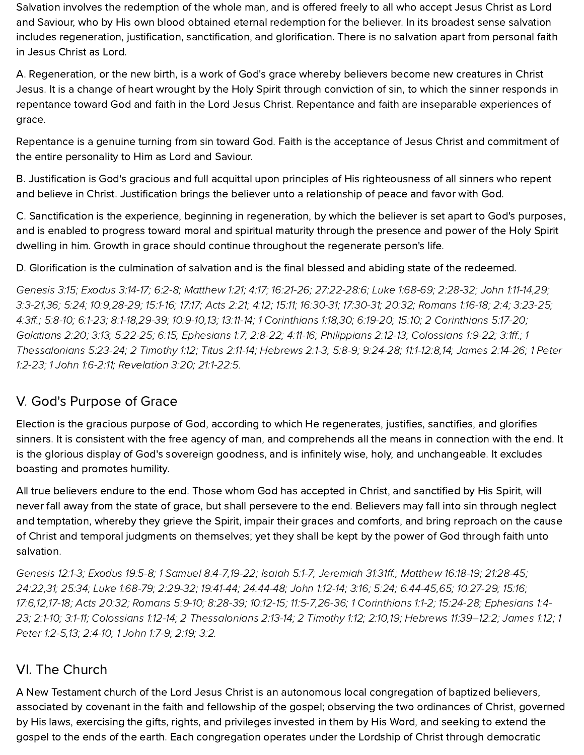Salvation involves the redemption of the whole man, and is offered freely to all who accept Jesus Christ as Lord and Saviour, who by His own blood obtained eternal redemption for the believer. In its broadest sense salvation includes regeneration, justification, sanctification, and glorification. There is no salvation apart from personal faith in Jesus Christ as Lord.

A. Regeneration, or the new birth, is a work of God's grace whereby believers become new creatures in Christ Jesus. It is a change of heart wrought by the Holy Spirit through conviction of sin, to which the sinner responds in repentance toward God and faith in the Lord Jesus Christ. Repentance and faith are inseparable experiences of grace.

Repentance is a genuine turning from sin toward God. Faith is the acceptance of Jesus Christ and commitment of the entire personality to Him as Lord and Saviour.

B. Justification is God's gracious and full acquittal upon principles of His righteousness of all sinners who repent and believe in Christ. Justification brings the believer unto a relationship of peace and favor with God.

C. Sanctification is the experience, beginning in regeneration, by which the believer is set apart to God's purposes, and is enabled to progress toward moral and spiritual maturity through the presence and power of the Holy Spirit dwelling in him. Growth in grace should continue throughout the regenerate person's life.

D. Glorification is the culmination of salvation and is the final blessed and abiding state of the redeemed.

*Genesis 3:15; Exodus 3:14-17; 6:2-8; Matthew 1:21; 4:17; 16:21-26; 27:22-28:6; Luke 1:68-69; 2:28-32; John 1:11-14,29; 3:3-21,36; 5:24; 10:9,28-29; 15:1-16; 17:17; Acts 2:21; 4:12; 15:11; 16:30-31; 17:30-31; 20:32; Romans 1:16-18; 2:4; 3:23-25; 4:3ff.; 5:8-10; 6:1-23; 8:1-18,29-39; 10:9-10,13; 13:11-14; 1 Corinthians 1:18,30; 6:19-20; 15:10; 2 Corinthians 5:17-20; Galatians 2:20; 3:13; 5:22-25; 6:15; Ephesians 1:7; 2:8-22; 4:11-16; Philippians 2:12-13; Colossians 1:9-22; 3:1ff.; 1 Thessalonians 5:23-24; 2 Timothy 1:12; Titus 2:11-14; Hebrews 2:1-3; 5:8-9; 9:24-28; 11:1-12:8,14; James 2:14-26; 1 Peter 1:2-23; 1 John 1:6-2:11; Revelation 3:20; 21:1-22:5.*

## V. God's Purpose of Grace

Election is the gracious purpose of God, according to which He regenerates, justifies, sanctifies, and glorifies sinners. It is consistent with the free agency of man, and comprehends all the means in connection with the end. It is the glorious display of God's sovereign goodness, and is infinitely wise, holy, and unchangeable. It excludes boasting and promotes humility.

All true believers endure to the end. Those whom God has accepted in Christ, and sanctified by His Spirit, will never fall away from the state of grace, but shall persevere to the end. Believers may fall into sin through neglect and temptation, whereby they grieve the Spirit, impair their graces and comforts, and bring reproach on the cause of Christ and temporal judgments on themselves; yet they shall be kept by the power of God through faith unto salvation.

*Genesis 12:1-3; Exodus 19:5-8; 1 Samuel 8:4-7,19-22; Isaiah 5:1-7; Jeremiah 31:31ff.; Matthew 16:18-19; 21:28-45; 24:22,31; 25:34; Luke 1:68-79; 2:29-32; 19:41-44; 24:44-48; John 1:12-14; 3:16; 5:24; 6:44-45,65; 10:27-29; 15:16; 17:6,12,17-18; Acts 20:32; Romans 5:9-10; 8:28-39; 10:12-15; 11:5-7,26-36; 1 Corinthians 1:1-2; 15:24-28; Ephesians 1:4-23; 2:1-10; 3:1-11; Colossians 1:12-14; 2 Thessalonians 2:13-14; 2 Timothy 1:12; 2:10,19; Hebrews 11:39–12:2; James 1:12; 1 Peter 1:2-5,13; 2:4-10; 1 John 1:7-9; 2:19; 3:2.*

## VI. The Church

A New Testament church of the Lord Jesus Christ is an autonomous local congregation of baptized believers, associated by covenant in the faith and fellowship of the gospel; observing the two ordinances of Christ, governed by His laws, exercising the gifts, rights, and privileges invested in them by His Word, and seeking to extend the gospel to the ends of the earth. Each congregation operates under the Lordship of Christ through democratic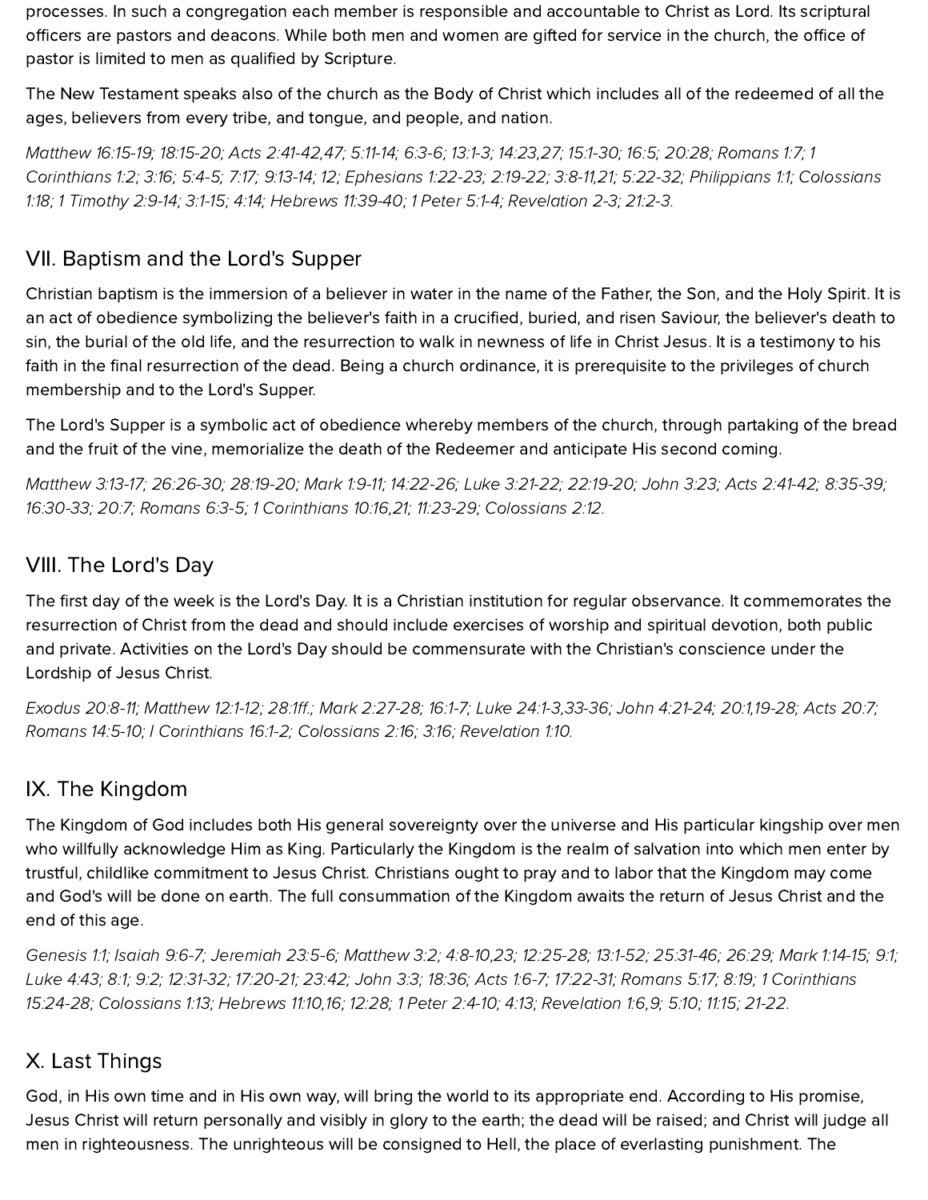processes. In such a congregation each member is responsible and accountable to Christ as Lord. Its scriptural officers are pastors and deacons. While both men and women are gifted for service in the church, the office of pastor is limited to men as qualified by Scripture.

The New Testament speaks also of the church as the Body of Christ which includes all of the redeemed of all the ages, believers from every tribe, and tongue, and people, and nation.

*Matthew 16:15-19; 18:15-20; Acts 2:41-42,47; 5:11-14; 6:3-6; 13:1-3; 14:23,27; 15:1-30; 16:5; 20:28; Romans 1:7; 1 Corinthians 1:2; 3:16; 5:4-5; 7:17; 9:13-14; 12; Ephesians 1:22-23; 2:19-22; 3:8-11,21; 5:22-32; Philippians 1:1; Colossians 1:18; 1 Timothy 2:9-14; 3:1-15; 4:14; Hebrews 11:39-40; 1 Peter 5:1-4; Revelation 2-3; 21:2-3.*

## VII. Baptism and the Lord's Supper

Christian baptism is the immersion of a believer in water in the name of the Father, the Son, and the Holy Spirit. It is an act of obedience symbolizing the believer's faith in a crucified, buried, and risen Saviour, the believer's death to sin, the burial of the old life, and the resurrection to walk in newness of life in Christ Jesus. It is a testimony to his faith in the final resurrection of the dead. Being a church ordinance, it is prerequisite to the privileges of church membership and to the Lord's Supper.

The Lord's Supper is a symbolic act of obedience whereby members of the church, through partaking of the bread and the fruit of the vine, memorialize the death of the Redeemer and anticipate His second coming.

*Matthew 3:13-17; 26:26-30; 28:19-20; Mark 1:9-11; 14:22-26; Luke 3:21-22; 22:19-20; John 3:23; Acts 2:41-42; 8:35-39; 16:30-33; 20:7; Romans 6:3-5; 1 Corinthians 10:16,21; 11:23-29; Colossians 2:12.*

## VIII. The Lord's Day

The first day of the week is the Lord's Day. It is a Christian institution for regular observance. It commemorates the resurrection of Christ from the dead and should include exercises of worship and spiritual devotion, both public and private. Activities on the Lord's Day should be commensurate with the Christian's conscience under the Lordship of Jesus Christ.

*Exodus 20:8-11; Matthew 12:1-12; 28:1ff.; Mark 2:27-28; 16:1-7; Luke 24:1-3,33-36; John 4:21-24; 20:1,19-28; Acts 20:7; Romans 14:5-10; I Corinthians 16:1-2; Colossians 2:16; 3:16; Revelation 1:10.*

## IX. The Kingdom

The Kingdom of God includes both His general sovereignty over the universe and His particular kingship over men who willfully acknowledge Him as King. Particularly the Kingdom is the realm of salvation into which men enter by trustful, childlike commitment to Jesus Christ. Christians ought to pray and to labor that the Kingdom may come and God's will be done on earth. The full consummation of the Kingdom awaits the return of Jesus Christ and the end of this age.

*Genesis 1:1; Isaiah 9:6-7; Jeremiah 23:5-6; Matthew 3:2; 4:8-10,23; 12:25-28; 13:1-52; 25:31-46; 26:29; Mark 1:14-15; 9:1; Luke 4:43; 8:1; 9:2; 12:31-32; 17:20-21; 23:42; John 3:3; 18:36; Acts 1:6-7; 17:22-31; Romans 5:17; 8:19; 1 Corinthians 15:24-28; Colossians 1:13; Hebrews 11:10,16; 12:28; 1 Peter 2:4-10; 4:13; Revelation 1:6,9; 5:10; 11:15; 21-22.*

## X. Last Things

God, in His own time and in His own way, will bring the world to its appropriate end. According to His promise, Jesus Christ will return personally and visibly in glory to the earth; the dead will be raised; and Christ will judge all men in righteousness. The unrighteous will be consigned to Hell, the place of everlasting punishment. The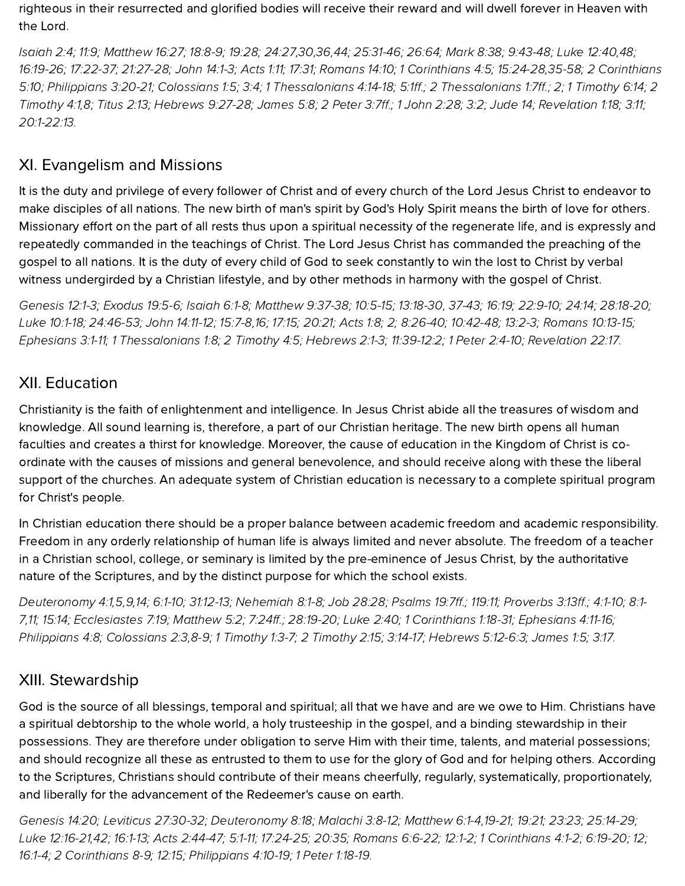righteous in their resurrected and glorified bodies will receive their reward and will dwell forever in Heaven with the Lord.

*Isaiah 2:4; 11:9; Matthew 16:27; 18:8-9; 19:28; 24:27,30,36,44; 25:31-46; 26:64; Mark 8:38; 9:43-48; Luke 12:40,48; 16:19-26; 17:22-37; 21:27-28; John 14:1-3; Acts 1:11; 17:31; Romans 14:10; 1 Corinthians 4:5; 15:24-28,35-58; 2 Corinthians 5:10; Philippians 3:20-21; Colossians 1:5; 3:4; 1 Thessalonians 4:14-18; 5:1ff.; 2 Thessalonians 1:7ff.; 2; 1 Timothy 6:14; 2 Timothy 4:1,8; Titus 2:13; Hebrews 9:27-28; James 5:8; 2 Peter 3:7ff.; 1 John 2:28; 3:2; Jude 14; Revelation 1:18; 3:11; 20:1-22:13.*

## XI. Evangelism and Missions

It is the duty and privilege of every follower of Christ and of every church of the Lord Jesus Christ to endeavor to make disciples of all nations. The new birth of man's spirit by God's Holy Spirit means the birth of love for others. Missionary effort on the part of all rests thus upon a spiritual necessity of the regenerate life, and is expressly and repeatedly commanded in the teachings of Christ. The Lord Jesus Christ has commanded the preaching of the gospel to all nations. It is the duty of every child of God to seek constantly to win the lost to Christ by verbal witness undergirded by a Christian lifestyle, and by other methods in harmony with the gospel of Christ.

*Genesis 12:1-3; Exodus 19:5-6; Isaiah 6:1-8; Matthew 9:37-38; 10:5-15; 13:18-30, 37-43; 16:19; 22:9-10; 24:14; 28:18-20; Luke 10:1-18; 24:46-53; John 14:11-12; 15:7-8,16; 17:15; 20:21; Acts 1:8; 2; 8:26-40; 10:42-48; 13:2-3; Romans 10:13-15; Ephesians 3:1-11; 1 Thessalonians 1:8; 2 Timothy 4:5; Hebrews 2:1-3; 11:39-12:2; 1 Peter 2:4-10; Revelation 22:17.*

## XII. Education

Christianity is the faith of enlightenment and intelligence. In Jesus Christ abide all the treasures of wisdom and knowledge. All sound learning is, therefore, a part of our Christian heritage. The new birth opens all human faculties and creates a thirst for knowledge. Moreover, the cause of education in the Kingdom of Christ is co-ordinate with the causes of missions and general benevolence, and should receive along with these the liberal support of the churches. An adequate system of Christian education is necessary to a complete spiritual program for Christ's people.

In Christian education there should be a proper balance between academic freedom and academic responsibility. Freedom in any orderly relationship of human life is always limited and never absolute. The freedom of a teacher in a Christian school, college, or seminary is limited by the pre-eminence of Jesus Christ, by the authoritative nature of the Scriptures, and by the distinct purpose for which the school exists.

*Deuteronomy 4:1,5,9,14; 6:1-10; 31:12-13; Nehemiah 8:1-8; Job 28:28; Psalms 19:7ff.; 119:11; Proverbs 3:13ff.; 4:1-10; 8:1-7,11; 15:14; Ecclesiastes 7:19; Matthew 5:2; 7:24ff.; 28:19-20; Luke 2:40; 1 Corinthians 1:18-31; Ephesians 4:11-16; Philippians 4:8; Colossians 2:3,8-9; 1 Timothy 1:3-7; 2 Timothy 2:15; 3:14-17; Hebrews 5:12-6:3; James 1:5; 3:17.*

## XIII. Stewardship

God is the source of all blessings, temporal and spiritual; all that we have and are we owe to Him. Christians have a spiritual debtorship to the whole world, a holy trusteeship in the gospel, and a binding stewardship in their possessions. They are therefore under obligation to serve Him with their time, talents, and material possessions; and should recognize all these as entrusted to them to use for the glory of God and for helping others. According to the Scriptures, Christians should contribute of their means cheerfully, regularly, systematically, proportionately, and liberally for the advancement of the Redeemer's cause on earth.

*Genesis 14:20; Leviticus 27:30-32; Deuteronomy 8:18; Malachi 3:8-12; Matthew 6:1-4,19-21; 19:21; 23:23; 25:14-29; Luke 12:16-21,42; 16:1-13; Acts 2:44-47; 5:1-11; 17:24-25; 20:35; Romans 6:6-22; 12:1-2; 1 Corinthians 4:1-2; 6:19-20; 12; 16:1-4; 2 Corinthians 8-9; 12:15; Philippians 4:10-19; 1 Peter 1:18-19.*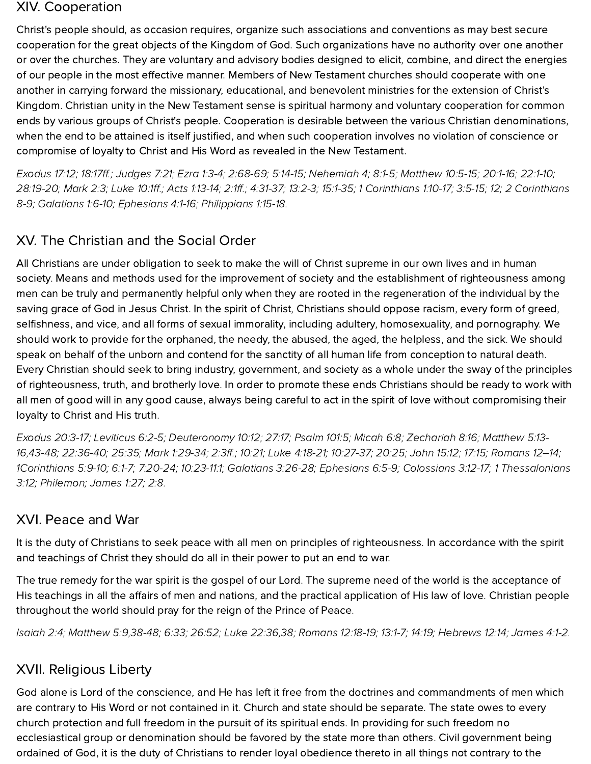## XIV. Cooperation

Christ's people should, as occasion requires, organize such associations and conventions as may best secure cooperation for the great objects of the Kingdom of God. Such organizations have no authority over one another or over the churches. They are voluntary and advisory bodies designed to elicit, combine, and direct the energies of our people in the most effective manner. Members of New Testament churches should cooperate with one another in carrying forward the missionary, educational, and benevolent ministries for the extension of Christ's Kingdom. Christian unity in the New Testament sense is spiritual harmony and voluntary cooperation for common ends by various groups of Christ's people. Cooperation is desirable between the various Christian denominations, when the end to be attained is itself justified, and when such cooperation involves no violation of conscience or compromise of loyalty to Christ and His Word as revealed in the New Testament.

*Exodus 17:12; 18:17ff.; Judges 7:21; Ezra 1:3-4; 2:68-69; 5:14-15; Nehemiah 4; 8:1-5; Matthew 10:5-15; 20:1-16; 22:1-10; 28:19-20; Mark 2:3; Luke 10:1ff.; Acts 1:13-14; 2:1ff.; 4:31-37; 13:2-3; 15:1-35; 1 Corinthians 1:10-17; 3:5-15; 12; 2 Corinthians 8-9; Galatians 1:6-10; Ephesians 4:1-16; Philippians 1:15-18.*

## XV. The Christian and the Social Order

All Christians are under obligation to seek to make the will of Christ supreme in our own lives and in human society. Means and methods used for the improvement of society and the establishment of righteousness among men can be truly and permanently helpful only when they are rooted in the regeneration of the individual by the saving grace of God in Jesus Christ. In the spirit of Christ, Christians should oppose racism, every form of greed, selfishness, and vice, and all forms of sexual immorality, including adultery, homosexuality, and pornography. We should work to provide for the orphaned, the needy, the abused, the aged, the helpless, and the sick. We should speak on behalf of the unborn and contend for the sanctity of all human life from conception to natural death. Every Christian should seek to bring industry, government, and society as a whole under the sway of the principles of righteousness, truth, and brotherly love. In order to promote these ends Christians should be ready to work with all men of good will in any good cause, always being careful to act in the spirit of love without compromising their loyalty to Christ and His truth.

*Exodus 20:3-17; Leviticus 6:2-5; Deuteronomy 10:12; 27:17; Psalm 101:5; Micah 6:8; Zechariah 8:16; Matthew 5:13-16,43-48; 22:36-40; 25:35; Mark 1:29-34; 2:3ff.; 10:21; Luke 4:18-21; 10:27-37; 20:25; John 15:12; 17:15; Romans 12–14; 1Corinthians 5:9-10; 6:1-7; 7:20-24; 10:23-11:1; Galatians 3:26-28; Ephesians 6:5-9; Colossians 3:12-17; 1 Thessalonians 3:12; Philemon; James 1:27; 2:8.*

## XVI. Peace and War

It is the duty of Christians to seek peace with all men on principles of righteousness. In accordance with the spirit and teachings of Christ they should do all in their power to put an end to war.

The true remedy for the war spirit is the gospel of our Lord. The supreme need of the world is the acceptance of His teachings in all the affairs of men and nations, and the practical application of His law of love. Christian people throughout the world should pray for the reign of the Prince of Peace.

*Isaiah 2:4; Matthew 5:9,38-48; 6:33; 26:52; Luke 22:36,38; Romans 12:18-19; 13:1-7; 14:19; Hebrews 12:14; James 4:1-2.*

## XVII. Religious Liberty

God alone is Lord of the conscience, and He has left it free from the doctrines and commandments of men which are contrary to His Word or not contained in it. Church and state should be separate. The state owes to every church protection and full freedom in the pursuit of its spiritual ends. In providing for such freedom no ecclesiastical group or denomination should be favored by the state more than others. Civil government being ordained of God, it is the duty of Christians to render loyal obedience thereto in all things not contrary to the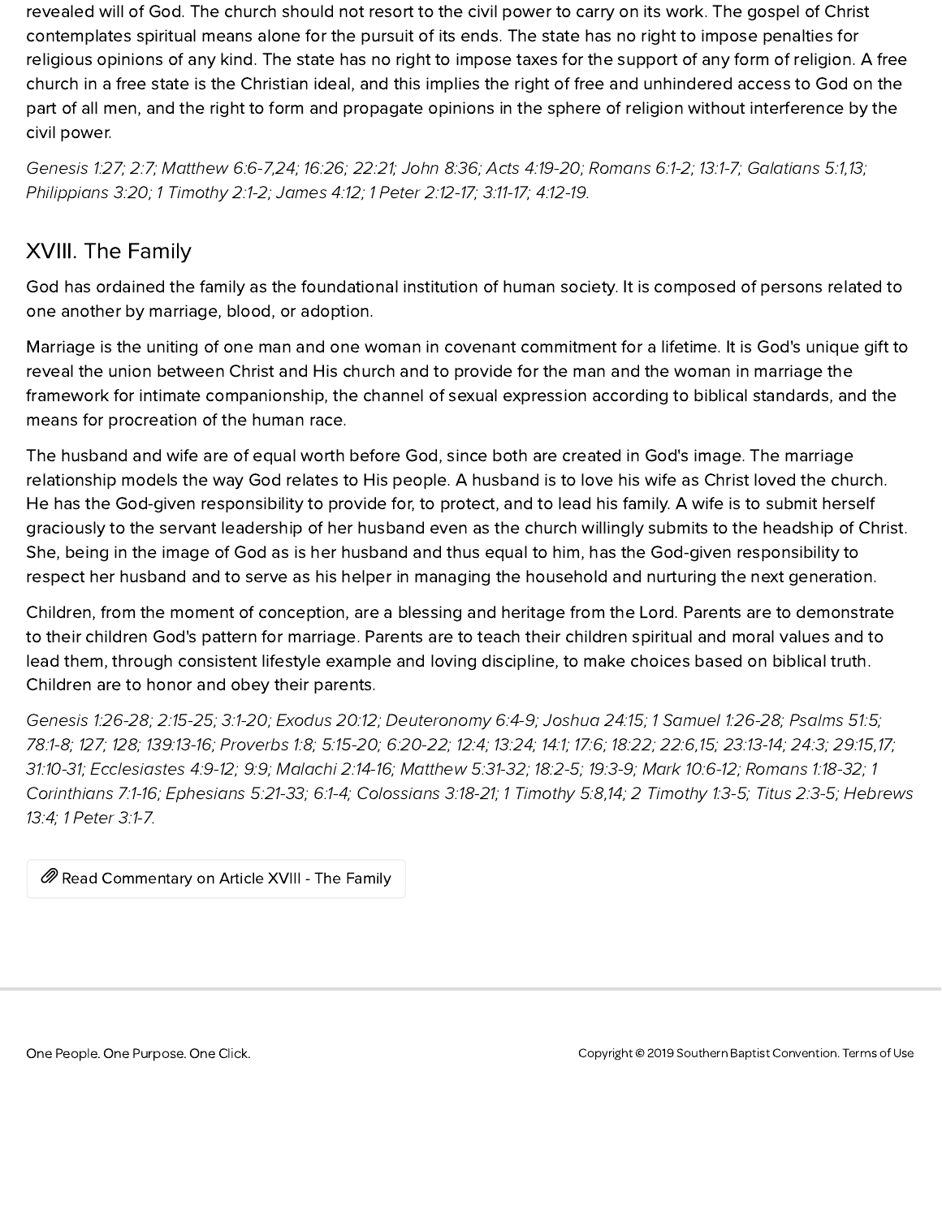revealed will of God. The church should not resort to the civil power to carry on its work. The gospel of Christ contemplates spiritual means alone for the pursuit of its ends. The state has no right to impose penalties for religious opinions of any kind. The state has no right to impose taxes for the support of any form of religion. A free church in a free state is the Christian ideal, and this implies the right of free and unhindered access to God on the part of all men, and the right to form and propagate opinions in the sphere of religion without interference by the civil power.

*Genesis 1:27; 2:7; Matthew 6:6-7,24; 16:26; 22:21; John 8:36; Acts 4:19-20; Romans 6:1-2; 13:1-7; Galatians 5:1,13; Philippians 3:20; 1 Timothy 2:1-2; James 4:12; 1 Peter 2:12-17; 3:11-17; 4:12-19.*

## XVIII. The Family

God has ordained the family as the foundational institution of human society. It is composed of persons related to one another by marriage, blood, or adoption.

Marriage is the uniting of one man and one woman in covenant commitment for a lifetime. It is God's unique gift to reveal the union between Christ and His church and to provide for the man and the woman in marriage the framework for intimate companionship, the channel of sexual expression according to biblical standards, and the means for procreation of the human race.

The husband and wife are of equal worth before God, since both are created in God's image. The marriage relationship models the way God relates to His people. A husband is to love his wife as Christ loved the church. He has the God-given responsibility to provide for, to protect, and to lead his family. A wife is to submit herself graciously to the servant leadership of her husband even as the church willingly submits to the headship of Christ. She, being in the image of God as is her husband and thus equal to him, has the God-given responsibility to respect her husband and to serve as his helper in managing the household and nurturing the next generation.

Children, from the moment of conception, are a blessing and heritage from the Lord. Parents are to demonstrate to their children God's pattern for marriage. Parents are to teach their children spiritual and moral values and to lead them, through consistent lifestyle example and loving discipline, to make choices based on biblical truth. Children are to honor and obey their parents.

*Genesis 1:26-28; 2:15-25; 3:1-20; Exodus 20:12; Deuteronomy 6:4-9; Joshua 24:15; 1 Samuel 1:26-28; Psalms 51:5; 78:1-8; 127; 128; 139:13-16; Proverbs 1:8; 5:15-20; 6:20-22; 12:4; 13:24; 14:1; 17:6; 18:22; 22:6,15; 23:13-14; 24:3; 29:15,17; 31:10-31; Ecclesiastes 4:9-12; 9:9; Malachi 2:14-16; Matthew 5:31-32; 18:2-5; 19:3-9; Mark 10:6-12; Romans 1:18-32; 1 Corinthians 7:1-16; Ephesians 5:21-33; 6:1-4; Colossians 3:18-21; 1 Timothy 5:8,14; 2 Timothy 1:3-5; Titus 2:3-5; Hebrews 13:4; 1 Peter 3:1-7.*

Read Commentary on Article XVIII - The Family

One People. One Purpose. One Click.

Copyright © 2019 Southern Baptist Convention. Terms of Use